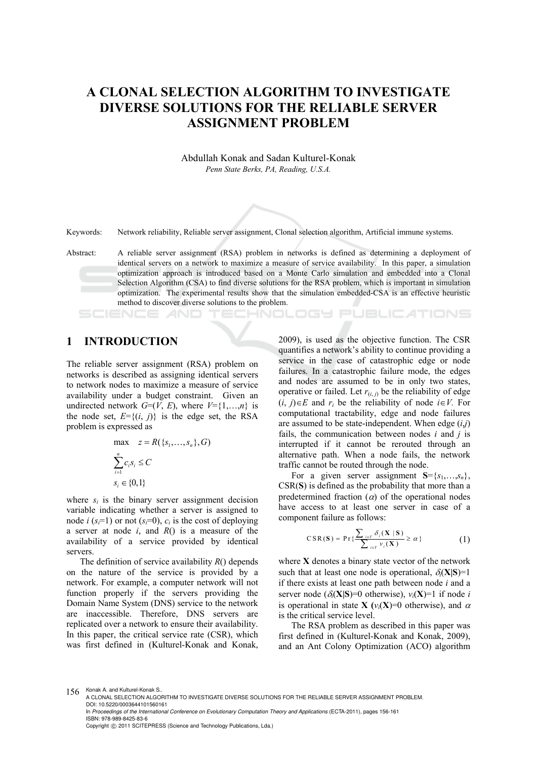# A CLONAL SELECTION ALGORITHM TO INVESTIGATE DIVERSE SOLUTIONS FOR THE RELIABLE SERVER ASSIGNMENT PROBLEM

Abdullah Konak and Sadan Kulturel-Konak

*Penn State Berks, PA, Reading, U.S.A.*

Keywords: Network reliability, Reliable server assignment, Clonal selection algorithm, Artificial immune systems.

Abstract: A reliable server assignment (RSA) problem in networks is defined as determining a deployment of identical servers on a network to maximize a measure of service availability. In this paper, a simulation optimization approach is introduced based on a Monte Carlo simulation and embedded into a Clonal Selection Algorithm (CSA) to find diverse solutions for the RSA problem, which is important in simulation optimization. The experimental results show that the simulation embedded-CSA is an effective heuristic method to discover diverse solutions to the problem.

## 1 INTRODUCTION

The reliable server assignment (RSA) problem on networks is described as assigning identical servers to network nodes to maximize a measure of service availability under a budget constraint. Given an undirected network $G=(V, E)$, where $V=\{1,\ldots,n\}$ is the node set, $E=\{(i, j)\}$ is the edge set, the RSA problem is expressed as

$$\max \quad z = R(\{s_1,\ldots,s_n\}, G)$$

$$\sum_{i=1}^{n} c_i s_i \leq C$$

$$s_i \in \{0,1\}$$

where $s_i$ is the binary server assignment decision variable indicating whether a server is assigned to node $i$ ($s_i$=1) or not ($s_i$=0), $c_i$ is the cost of deploying a server at node $i$, and $R()$ is a measure of the availability of a service provided by identical servers.

The definition of service availability $R()$ depends on the nature of the service is provided by a network. For example, a computer network will not function properly if the servers providing the Domain Name System (DNS) service to the network are inaccessible. Therefore, DNS servers are replicated over a network to ensure their availability. In this paper, the critical service rate (CSR), which was first defined in (Kulturel-Konak and Konak, 2009), is used as the objective function. The CSR quantifies a network's ability to continue providing a service in the case of catastrophic edge or node failures. In a catastrophic failure mode, the edges and nodes are assumed to be in only two states, operative or failed. Let $r_{(i,j)}$ be the reliability of edge $(i, j)\in E$ and $r_i$ be the reliability of node $i\in V$. For computational tractability, edge and node failures are assumed to be state-independent. When edge $(i,j)$ fails, the communication between nodes $i$ and $j$ is interrupted if it cannot be rerouted through an alternative path. When a node fails, the network traffic cannot be routed through the node.

For a given server assignment $\mathbf{S}=\{s_1,\ldots,s_n\}$, CSR($\mathbf{S}$) is defined as the probability that more than a predetermined fraction ($\alpha$) of the operational nodes have access to at least one server in case of a component failure as follows:

$$\mathrm{CSR}(\mathbf{S}) = \Pr\left\{\frac{\sum_{i\in V}\delta_i(\mathbf{X}\mid\mathbf{S})}{\sum_{i\in V}v_i(\mathbf{X})} \geq \alpha\right\} \tag{1}$$

where $\mathbf{X}$ denotes a binary state vector of the network such that at least one node is operational, $\delta_i(\mathbf{X}|\mathbf{S})$=1 if there exists at least one path between node $i$ and a server node ($\delta_i(\mathbf{X}|\mathbf{S})$=0 otherwise), $v_i(\mathbf{X})$=1 if node $i$ is operational in state $\mathbf{X}$ ($v_i(\mathbf{X})$=0 otherwise), and $\alpha$ is the critical service level.

The RSA problem as described in this paper was first defined in (Kulturel-Konak and Konak, 2009), and an Ant Colony Optimization (ACO) algorithm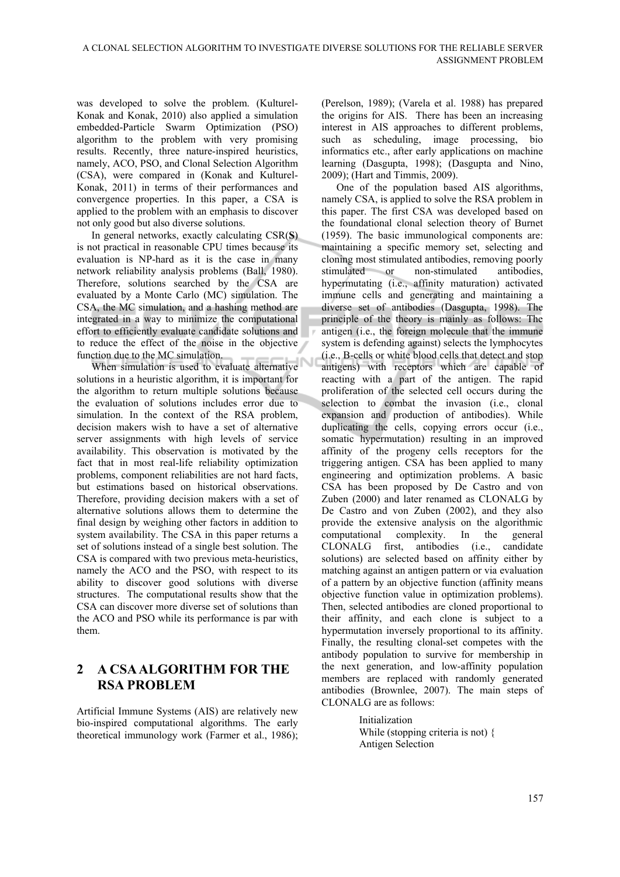was developed to solve the problem. (Kulturel-Konak and Konak, 2010) also applied a simulation embedded-Particle Swarm Optimization (PSO) algorithm to the problem with very promising results. Recently, three nature-inspired heuristics, namely, ACO, PSO, and Clonal Selection Algorithm (CSA), were compared in (Konak and Kulturel-Konak, 2011) in terms of their performances and convergence properties. In this paper, a CSA is applied to the problem with an emphasis to discover not only good but also diverse solutions.

In general networks, exactly calculating CSR(**S**) is not practical in reasonable CPU times because its evaluation is NP-hard as it is the case in many network reliability analysis problems (Ball, 1980). Therefore, solutions searched by the CSA are evaluated by a Monte Carlo (MC) simulation. The CSA, the MC simulation, and a hashing method are integrated in a way to minimize the computational effort to efficiently evaluate candidate solutions and to reduce the effect of the noise in the objective function due to the MC simulation.

When simulation is used to evaluate alternative solutions in a heuristic algorithm, it is important for the algorithm to return multiple solutions because the evaluation of solutions includes error due to simulation. In the context of the RSA problem, decision makers wish to have a set of alternative server assignments with high levels of service availability. This observation is motivated by the fact that in most real-life reliability optimization problems, component reliabilities are not hard facts, but estimations based on historical observations. Therefore, providing decision makers with a set of alternative solutions allows them to determine the final design by weighing other factors in addition to system availability. The CSA in this paper returns a set of solutions instead of a single best solution. The CSA is compared with two previous meta-heuristics, namely the ACO and the PSO, with respect to its ability to discover good solutions with diverse structures. The computational results show that the CSA can discover more diverse set of solutions than the ACO and PSO while its performance is par with them.

## 2 A CSA ALGORITHM FOR THE RSA PROBLEM

Artificial Immune Systems (AIS) are relatively new bio-inspired computational algorithms. The early theoretical immunology work (Farmer et al., 1986); (Perelson, 1989); (Varela et al. 1988) has prepared the origins for AIS. There has been an increasing interest in AIS approaches to different problems, such as scheduling, image processing, bio informatics etc., after early applications on machine learning (Dasgupta, 1998); (Dasgupta and Nino, 2009); (Hart and Timmis, 2009).

One of the population based AIS algorithms, namely CSA, is applied to solve the RSA problem in this paper. The first CSA was developed based on the foundational clonal selection theory of Burnet (1959). The basic immunological components are: maintaining a specific memory set, selecting and cloning most stimulated antibodies, removing poorly stimulated or non-stimulated antibodies, hypermutating (i.e., affinity maturation) activated immune cells and generating and maintaining a diverse set of antibodies (Dasgupta, 1998). The principle of the theory is mainly as follows: The antigen (i.e., the foreign molecule that the immune system is defending against) selects the lymphocytes (i.e., B-cells or white blood cells that detect and stop antigens) with receptors which are capable of reacting with a part of the antigen. The rapid proliferation of the selected cell occurs during the selection to combat the invasion (i.e., clonal expansion and production of antibodies). While duplicating the cells, copying errors occur (i.e., somatic hypermutation) resulting in an improved affinity of the progeny cells receptors for the triggering antigen. CSA has been applied to many engineering and optimization problems. A basic CSA has been proposed by De Castro and von Zuben (2000) and later renamed as CLONALG by De Castro and von Zuben (2002), and they also provide the extensive analysis on the algorithmic computational complexity. In the general CLONALG first, antibodies (i.e., candidate solutions) are selected based on affinity either by matching against an antigen pattern or via evaluation of a pattern by an objective function (affinity means objective function value in optimization problems). Then, selected antibodies are cloned proportional to their affinity, and each clone is subject to a hypermutation inversely proportional to its affinity. Finally, the resulting clonal-set competes with the antibody population to survive for membership in the next generation, and low-affinity population members are replaced with randomly generated antibodies (Brownlee, 2007). The main steps of CLONALG are as follows:

```
Initialization
While (stopping criteria is not) {
Antigen Selection
```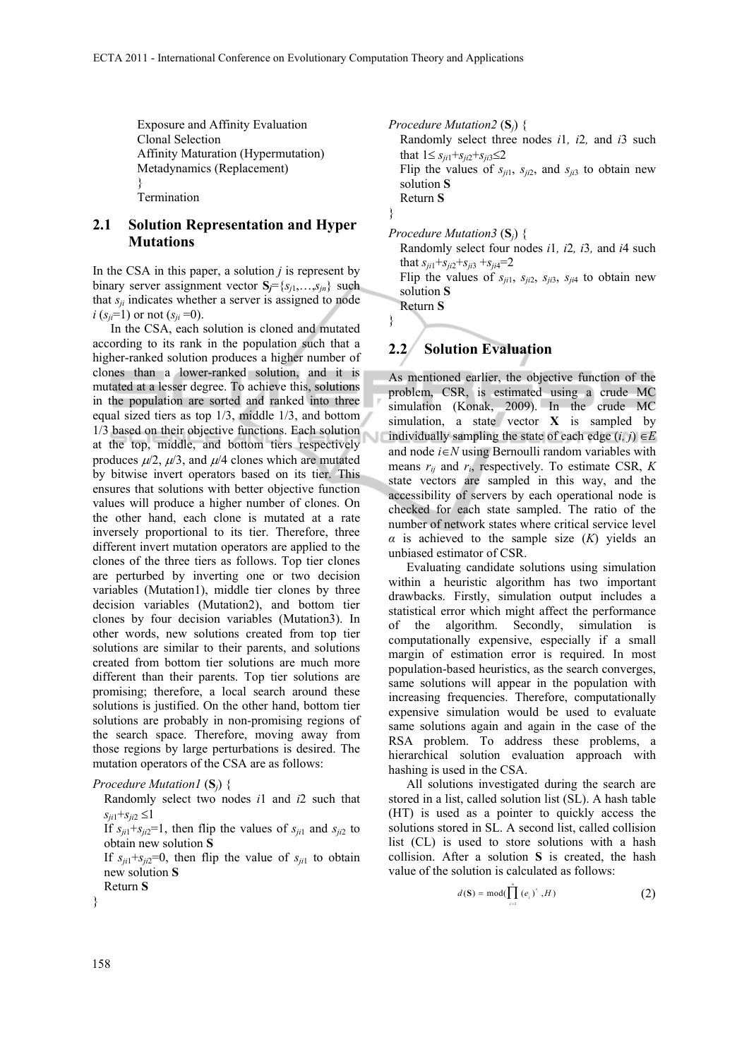Exposure and Affinity Evaluation
Clonal Selection
Affinity Maturation (Hypermutation)
Metadynamics (Replacement)
}
Termination

## 2.1 Solution Representation and Hyper Mutations

In the CSA in this paper, a solution $j$ is represent by binary server assignment vector $\mathbf{S}_j=\{s_{j1},\ldots,s_{jn}\}$ such that $s_{ji}$ indicates whether a server is assigned to node $i$ ($s_{ji}=1$) or not ($s_{ji}=0$).

In the CSA, each solution is cloned and mutated according to its rank in the population such that a higher-ranked solution produces a higher number of clones than a lower-ranked solution, and it is mutated at a lesser degree. To achieve this, solutions in the population are sorted and ranked into three equal sized tiers as top 1/3, middle 1/3, and bottom 1/3 based on their objective functions. Each solution at the top, middle, and bottom tiers respectively produces $\mu/2$, $\mu/3$, and $\mu/4$ clones which are mutated by bitwise invert operators based on its tier. This ensures that solutions with better objective function values will produce a higher number of clones. On the other hand, each clone is mutated at a rate inversely proportional to its tier. Therefore, three different invert mutation operators are applied to the clones of the three tiers as follows. Top tier clones are perturbed by inverting one or two decision variables (Mutation1), middle tier clones by three decision variables (Mutation2), and bottom tier clones by four decision variables (Mutation3). In other words, new solutions created from top tier solutions are similar to their parents, and solutions created from bottom tier solutions are much more different than their parents. Top tier solutions are promising; therefore, a local search around these solutions is justified. On the other hand, bottom tier solutions are probably in non-promising regions of the search space. Therefore, moving away from those regions by large perturbations is desired. The mutation operators of the CSA are as follows:

*Procedure Mutation1* ($\mathbf{S}_j$) {
Randomly select two nodes $i1$ and $i2$ such that $s_{ji1}+s_{ji2}\leq 1$
If $s_{ji1}+s_{ji2}=1$, then flip the values of $s_{ji1}$ and $s_{ji2}$ to obtain new solution $\mathbf{S}$
If $s_{ji1}+s_{ji2}=0$, then flip the value of $s_{ji1}$ to obtain new solution $\mathbf{S}$
Return $\mathbf{S}$
}

*Procedure Mutation2* ($\mathbf{S}_j$) {
Randomly select three nodes $i1$, $i2$, and $i3$ such that $1\leq s_{ji1}+s_{ji2}+s_{ji3}\leq 2$
Flip the values of $s_{ji1}$, $s_{ji2}$, and $s_{ji3}$ to obtain new solution $\mathbf{S}$
Return $\mathbf{S}$
}

*Procedure Mutation3* ($\mathbf{S}_j$) {
Randomly select four nodes $i1$, $i2$, $i3$, and $i4$ such that $s_{ji1}+s_{ji2}+s_{ji3}+s_{ji4}=2$
Flip the values of $s_{ji1}$, $s_{ji2}$, $s_{ji3}$, $s_{ji4}$ to obtain new solution $\mathbf{S}$
Return $\mathbf{S}$
}

## 2.2 Solution Evaluation

As mentioned earlier, the objective function of the problem, CSR, is estimated using a crude MC simulation (Konak, 2009). In the crude MC simulation, a state vector $\mathbf{X}$ is sampled by individually sampling the state of each edge $(i, j)\in E$ and node $i\in N$ using Bernoulli random variables with means $r_{ij}$ and $r_i$, respectively. To estimate CSR, $K$ state vectors are sampled in this way, and the accessibility of servers by each operational node is checked for each state sampled. The ratio of the number of network states where critical service level $\alpha$ is achieved to the sample size ($K$) yields an unbiased estimator of CSR.

Evaluating candidate solutions using simulation within a heuristic algorithm has two important drawbacks. Firstly, simulation output includes a statistical error which might affect the performance of the algorithm. Secondly, simulation is computationally expensive, especially if a small margin of estimation error is required. In most population-based heuristics, as the search converges, same solutions will appear in the population with increasing frequencies. Therefore, computationally expensive simulation would be used to evaluate same solutions again and again in the case of the RSA problem. To address these problems, a hierarchical solution evaluation approach with hashing is used in the CSA.

All solutions investigated during the search are stored in a list, called solution list (SL). A hash table (HT) is used as a pointer to quickly access the solutions stored in SL. A second list, called collision list (CL) is used to store solutions with a hash collision. After a solution $\mathbf{S}$ is created, the hash value of the solution is calculated as follows:

$$d(\mathbf{S}) = \mathrm{mod}\left(\prod_{i=1}^{n}(e_i)^{s_i}, H\right) \tag{2}$$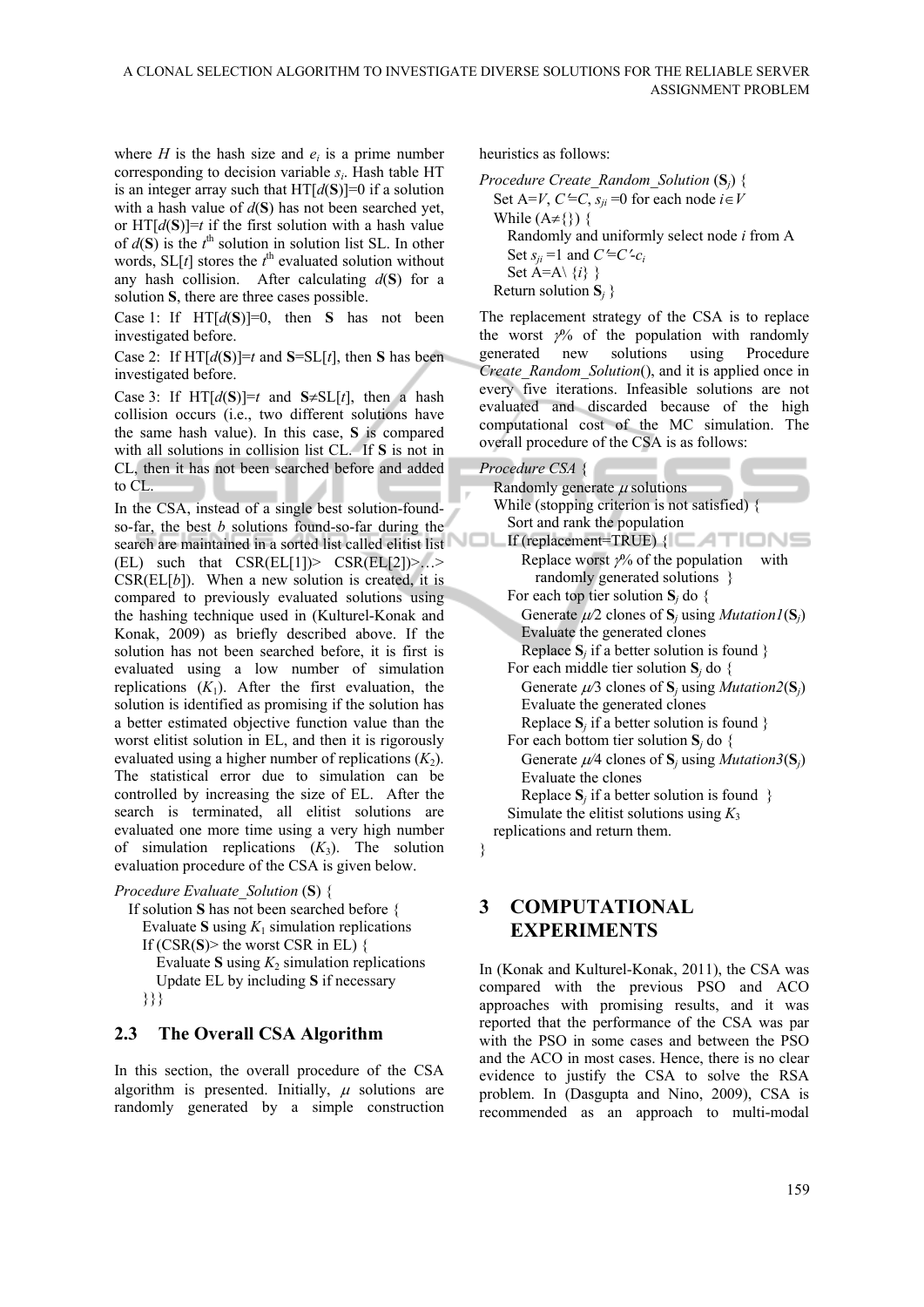where $H$ is the hash size and $e_i$ is a prime number corresponding to decision variable $s_i$. Hash table HT is an integer array such that HT[$d$(**S**)]=0 if a solution with a hash value of $d$(**S**) has not been searched yet, or HT[$d$(**S**)]=$t$ if the first solution with a hash value of $d$(**S**) is the $t^{\text{th}}$ solution in solution list SL. In other words, SL[$t$] stores the $t^{\text{th}}$ evaluated solution without any hash collision. After calculating $d$(**S**) for a solution **S**, there are three cases possible.

Case 1: If HT[$d$(**S**)]=0, then **S** has not been investigated before.

Case 2: If HT[$d$(**S**)]=$t$ and **S**=SL[$t$], then **S** has been investigated before.

Case 3: If HT[$d$(**S**)]=$t$ and **S**≠SL[$t$], then a hash collision occurs (i.e., two different solutions have the same hash value). In this case, **S** is compared with all solutions in collision list CL. If **S** is not in CL, then it has not been searched before and added to CL.

In the CSA, instead of a single best solution-found-so-far, the best $b$ solutions found-so-far during the search are maintained in a sorted list called elitist list (EL) such that CSR(EL[1])> CSR(EL[2])>…> CSR(EL[$b$]). When a new solution is created, it is compared to previously evaluated solutions using the hashing technique used in (Kulturel-Konak and Konak, 2009) as briefly described above. If the solution has not been searched before, it is first is evaluated using a low number of simulation replications ($K_1$). After the first evaluation, the solution is identified as promising if the solution has a better estimated objective function value than the worst elitist solution in EL, and then it is rigorously evaluated using a higher number of replications ($K_2$). The statistical error due to simulation can be controlled by increasing the size of EL. After the search is terminated, all elitist solutions are evaluated one more time using a very high number of simulation replications ($K_3$). The solution evaluation procedure of the CSA is given below.

```
Procedure Evaluate_Solution (S) {
  If solution S has not been searched before {
    Evaluate S using K1 simulation replications
    If (CSR(S)> the worst CSR in EL) {
      Evaluate S using K2 simulation replications
      Update EL by including S if necessary
    }}}
```

## 2.3 The Overall CSA Algorithm

In this section, the overall procedure of the CSA algorithm is presented. Initially, $\mu$ solutions are randomly generated by a simple construction heuristics as follows:

```
Procedure Create_Random_Solution (Sj) {
  Set A=V, C'=C, sji =0 for each node i∈V
  While (A≠{}) {
    Randomly and uniformly select node i from A
    Set sji =1 and C'=C'-ci
    Set A=A\ {i} }
  Return solution Sj }
```

The replacement strategy of the CSA is to replace the worst $\gamma$% of the population with randomly generated new solutions using Procedure *Create_Random_Solution*(), and it is applied once in every five iterations. Infeasible solutions are not evaluated and discarded because of the high computational cost of the MC simulation. The overall procedure of the CSA is as follows:

```
Procedure CSA {
  Randomly generate μ solutions
  While (stopping criterion is not satisfied) {
    Sort and rank the population
    If (replacement=TRUE) {
      Replace worst γ% of the population with
        randomly generated solutions }
    For each top tier solution Sj do {
      Generate μ/2 clones of Sj using Mutation1(Sj)
      Evaluate the generated clones
      Replace Sj if a better solution is found }
    For each middle tier solution Sj do {
      Generate μ/3 clones of Sj using Mutation2(Sj)
      Evaluate the generated clones
      Replace Sj if a better solution is found }
    For each bottom tier solution Sj do {
      Generate μ/4 clones of Sj using Mutation3(Sj)
      Evaluate the clones
      Replace Sj if a better solution is found }
  Simulate the elitist solutions using K3
  replications and return them.
}
```

# 3 COMPUTATIONAL EXPERIMENTS

In (Konak and Kulturel-Konak, 2011), the CSA was compared with the previous PSO and ACO approaches with promising results, and it was reported that the performance of the CSA was par with the PSO in some cases and between the PSO and the ACO in most cases. Hence, there is no clear evidence to justify the CSA to solve the RSA problem. In (Dasgupta and Nino, 2009), CSA is recommended as an approach to multi-modal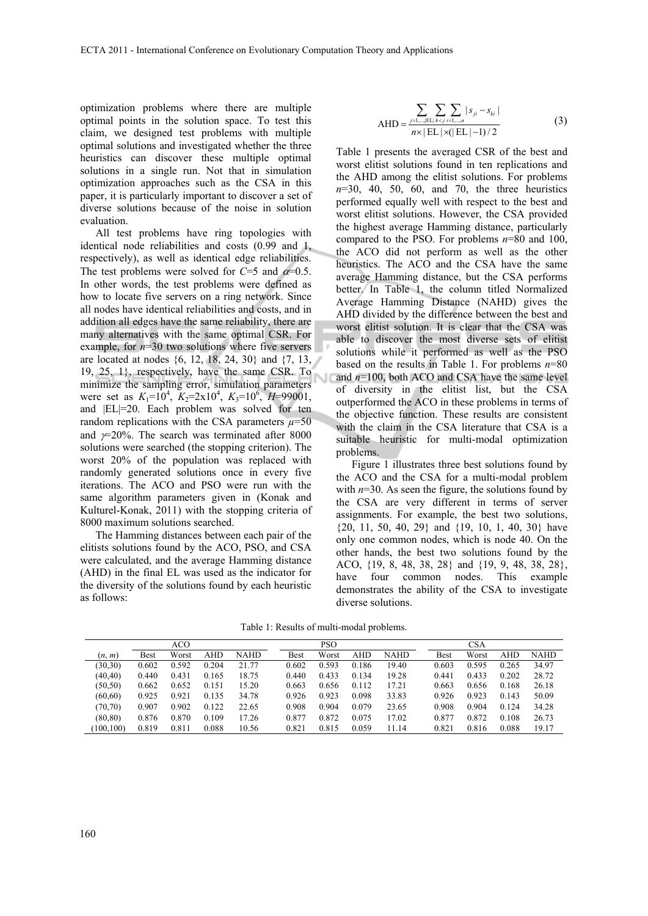optimization problems where there are multiple optimal points in the solution space. To test this claim, we designed test problems with multiple optimal solutions and investigated whether the three heuristics can discover these multiple optimal solutions in a single run. Not that in simulation optimization approaches such as the CSA in this paper, it is particularly important to discover a set of diverse solutions because of the noise in solution evaluation.

All test problems have ring topologies with identical node reliabilities and costs (0.99 and 1, respectively), as well as identical edge reliabilities. The test problems were solved for $C$=5 and $\alpha$=0.5. In other words, the test problems were defined as how to locate five servers on a ring network. Since all nodes have identical reliabilities and costs, and in addition all edges have the same reliability, there are many alternatives with the same optimal CSR. For example, for $n$=30 two solutions where five servers are located at nodes {6, 12, 18, 24, 30} and {7, 13, 19, 25, 1}, respectively, have the same CSR. To minimize the sampling error, simulation parameters were set as $K_1$=$10^4$, $K_2$=$2\text{x}10^4$, $K_3$=$10^6$, $H$=99001, and |EL|=20. Each problem was solved for ten random replications with the CSA parameters $\mu$=50 and $\gamma$=20%. The search was terminated after 8000 solutions were searched (the stopping criterion). The worst 20% of the population was replaced with randomly generated solutions once in every five iterations. The ACO and PSO were run with the same algorithm parameters given in (Konak and Kulturel-Konak, 2011) with the stopping criteria of 8000 maximum solutions searched.

The Hamming distances between each pair of the elitists solutions found by the ACO, PSO, and CSA were calculated, and the average Hamming distance (AHD) in the final EL was used as the indicator for the diversity of the solutions found by each heuristic as follows:

$$\text{AHD} = \frac{\sum_{j=1,\ldots,|\text{EL}|}\sum_{k<j}\sum_{i=1,\ldots,n}|s_{ji}-s_{ki}|}{n\times|\text{EL}|\times(|\text{EL}|-1)/2} \qquad (3)$$

Table 1 presents the averaged CSR of the best and worst elitist solutions found in ten replications and the AHD among the elitist solutions. For problems $n$=30, 40, 50, 60, and 70, the three heuristics performed equally well with respect to the best and worst elitist solutions. However, the CSA provided the highest average Hamming distance, particularly compared to the PSO. For problems $n$=80 and 100, the ACO did not perform as well as the other heuristics. The ACO and the CSA have the same average Hamming distance, but the CSA performs better. In Table 1, the column titled Normalized Average Hamming Distance (NAHD) gives the AHD divided by the difference between the best and worst elitist solution. It is clear that the CSA was able to discover the most diverse sets of elitist solutions while it performed as well as the PSO based on the results in Table 1. For problems $n$=80 and $n$=100, both ACO and CSA have the same level of diversity in the elitist list, but the CSA outperformed the ACO in these problems in terms of the objective function. These results are consistent with the claim in the CSA literature that CSA is a suitable heuristic for multi-modal optimization problems.

Figure 1 illustrates three best solutions found by the ACO and the CSA for a multi-modal problem with $n$=30. As seen the figure, the solutions found by the CSA are very different in terms of server assignments. For example, the best two solutions, {20, 11, 50, 40, 29} and {19, 10, 1, 40, 30} have only one common nodes, which is node 40. On the other hands, the best two solutions found by the ACO, {19, 8, 48, 38, 28} and {19, 9, 48, 38, 28}, have four common nodes. This example demonstrates the ability of the CSA to investigate diverse solutions.

Table 1: Results of multi-modal problems.

| | ACO | | | | PSO | | | | CSA | | | |
|---|---|---|---|---|---|---|---|---|---|---|---|---|
| ($n$, $m$) | Best | Worst | AHD | NAHD | Best | Worst | AHD | NAHD | Best | Worst | AHD | NAHD |
| (30,30) | 0.602 | 0.592 | 0.204 | 21.77 | 0.602 | 0.593 | 0.186 | 19.40 | 0.603 | 0.595 | 0.265 | 34.97 |
| (40,40) | 0.440 | 0.431 | 0.165 | 18.75 | 0.440 | 0.433 | 0.134 | 19.28 | 0.441 | 0.433 | 0.202 | 28.72 |
| (50,50) | 0.662 | 0.652 | 0.151 | 15.20 | 0.663 | 0.656 | 0.112 | 17.21 | 0.663 | 0.656 | 0.168 | 26.18 |
| (60,60) | 0.925 | 0.921 | 0.135 | 34.78 | 0.926 | 0.923 | 0.098 | 33.83 | 0.926 | 0.923 | 0.143 | 50.09 |
| (70,70) | 0.907 | 0.902 | 0.122 | 22.65 | 0.908 | 0.904 | 0.079 | 23.65 | 0.908 | 0.904 | 0.124 | 34.28 |
| (80,80) | 0.876 | 0.870 | 0.109 | 17.26 | 0.877 | 0.872 | 0.075 | 17.02 | 0.877 | 0.872 | 0.108 | 26.73 |
| (100,100) | 0.819 | 0.811 | 0.088 | 10.56 | 0.821 | 0.815 | 0.059 | 11.14 | 0.821 | 0.816 | 0.088 | 19.17 |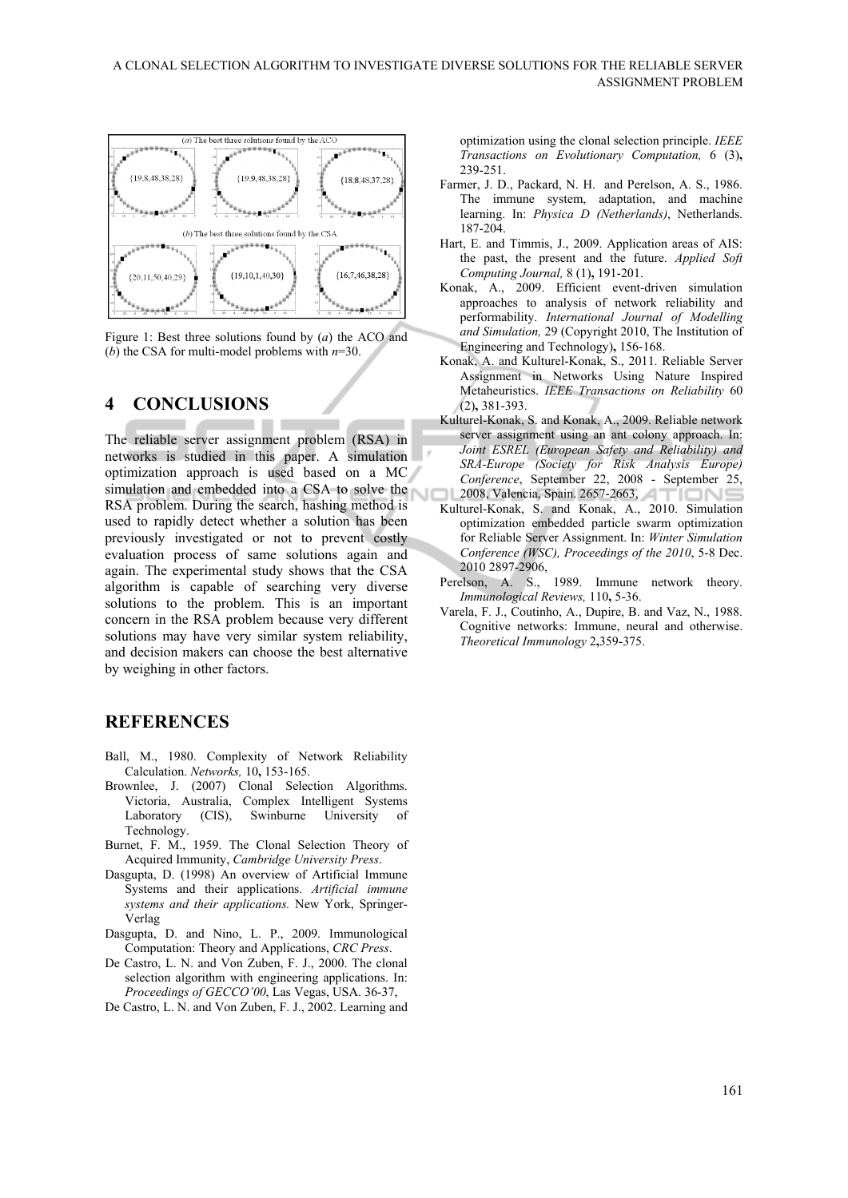(a) The best three solutions found by the ACO

{19,8,48,38,28}

{19,9,48,38,28}

{18,8,48,37,28}

(b) The best three solutions found by the CSA

{20,11,50,40,29}

{19,10,1,40,30}

{16,7,46,38,28}

Figure 1: Best three solutions found by (*a*) the ACO and (*b*) the CSA for multi-model problems with *n*=30.

## 4 CONCLUSIONS

The reliable server assignment problem (RSA) in networks is studied in this paper. A simulation optimization approach is used based on a MC simulation and embedded into a CSA to solve the RSA problem. During the search, hashing method is used to rapidly detect whether a solution has been previously investigated or not to prevent costly evaluation process of same solutions again and again. The experimental study shows that the CSA algorithm is capable of searching very diverse solutions to the problem. This is an important concern in the RSA problem because very different solutions may have very similar system reliability, and decision makers can choose the best alternative by weighing in other factors.

## REFERENCES

Ball, M., 1980. Complexity of Network Reliability Calculation. *Networks,* 10**,** 153-165.

Brownlee, J. (2007) Clonal Selection Algorithms. Victoria, Australia, Complex Intelligent Systems Laboratory (CIS), Swinburne University of Technology.

Burnet, F. M., 1959. The Clonal Selection Theory of Acquired Immunity, *Cambridge University Press*.

Dasgupta, D. (1998) An overview of Artificial Immune Systems and their applications. *Artificial immune systems and their applications.* New York, Springer-Verlag

Dasgupta, D. and Nino, L. P., 2009. Immunological Computation: Theory and Applications, *CRC Press*.

De Castro, L. N. and Von Zuben, F. J., 2000. The clonal selection algorithm with engineering applications. In: *Proceedings of GECCO'00*, Las Vegas, USA. 36-37,

De Castro, L. N. and Von Zuben, F. J., 2002. Learning and optimization using the clonal selection principle. *IEEE Transactions on Evolutionary Computation,* 6 (3)**,** 239-251.

Farmer, J. D., Packard, N. H. and Perelson, A. S., 1986. The immune system, adaptation, and machine learning. In: *Physica D (Netherlands)*, Netherlands. 187-204.

Hart, E. and Timmis, J., 2009. Application areas of AIS: the past, the present and the future. *Applied Soft Computing Journal,* 8 (1)**,** 191-201.

Konak, A., 2009. Efficient event-driven simulation approaches to analysis of network reliability and performability. *International Journal of Modelling and Simulation,* 29 (Copyright 2010, The Institution of Engineering and Technology)**,** 156-168.

Konak, A. and Kulturel-Konak, S., 2011. Reliable Server Assignment in Networks Using Nature Inspired Metaheuristics. *IEEE Transactions on Reliability* 60 (2)**,** 381-393.

Kulturel-Konak, S. and Konak, A., 2009. Reliable network server assignment using an ant colony approach. In: *Joint ESREL (European Safety and Reliability) and SRA-Europe (Society for Risk Analysis Europe) Conference*, September 22, 2008 - September 25, 2008, Valencia, Spain. 2657-2663,

Kulturel-Konak, S. and Konak, A., 2010. Simulation optimization embedded particle swarm optimization for Reliable Server Assignment. In: *Winter Simulation Conference (WSC), Proceedings of the 2010*, 5-8 Dec. 2010 2897-2906,

Perelson, A. S., 1989. Immune network theory. *Immunological Reviews,* 110**,** 5-36.

Varela, F. J., Coutinho, A., Dupire, B. and Vaz, N., 1988. Cognitive networks: Immune, neural and otherwise. *Theoretical Immunology* 2**,**359-375.